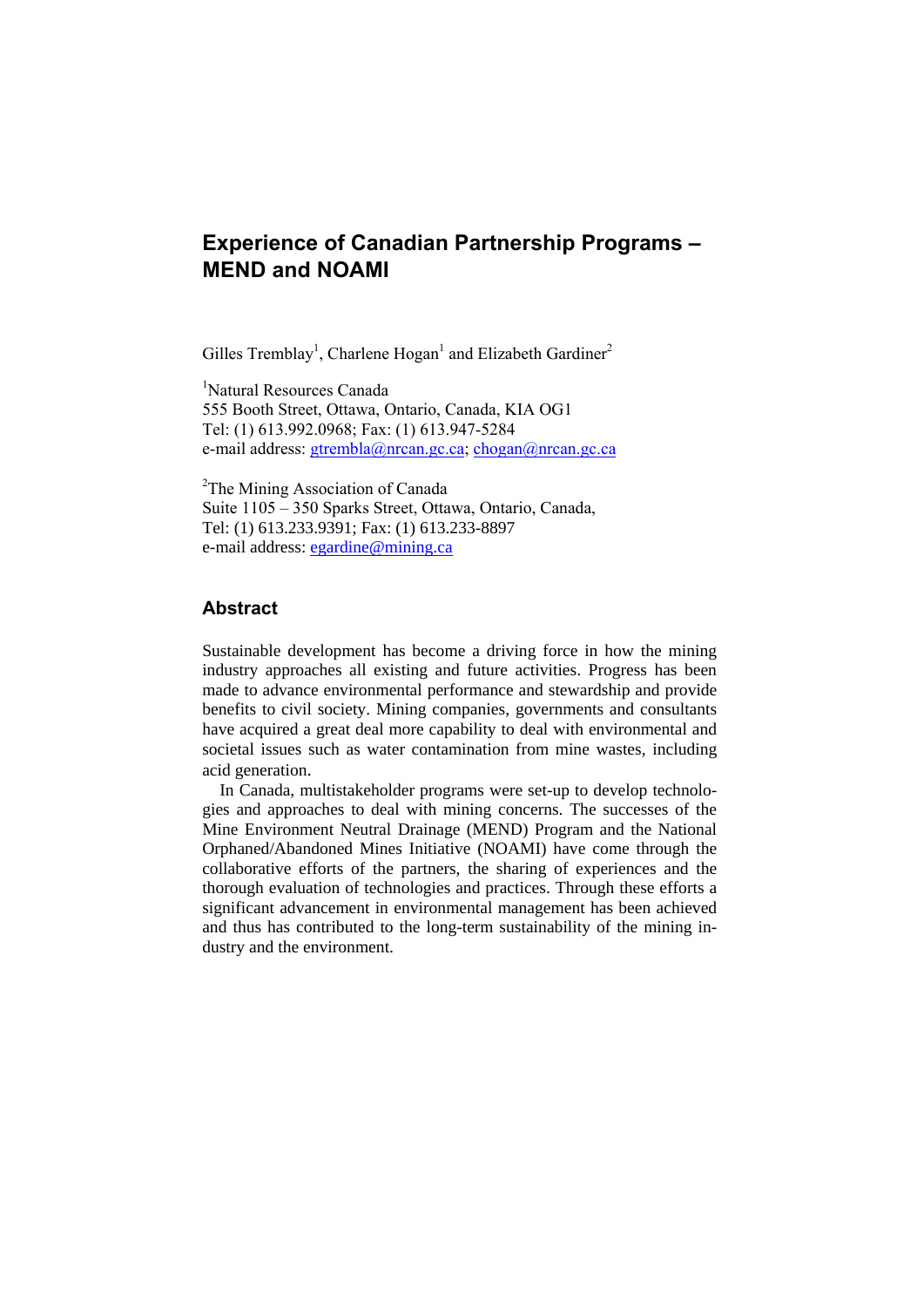# Experience of Canadian Partnership Programs – MEND and NOAMI

Gilles Tremblay[1], Charlene Hogan[1] and Elizabeth Gardiner[2]

[1]Natural Resources Canada
555 Booth Street, Ottawa, Ontario, Canada, KIA OG1
Tel: (1) 613.992.0968; Fax: (1) 613.947-5284
e-mail address: gtrembla@nrcan.gc.ca; chogan@nrcan.gc.ca

[2]The Mining Association of Canada
Suite 1105 – 350 Sparks Street, Ottawa, Ontario, Canada,
Tel: (1) 613.233.9391; Fax: (1) 613.233-8897
e-mail address: egardine@mining.ca

## Abstract

Sustainable development has become a driving force in how the mining industry approaches all existing and future activities. Progress has been made to advance environmental performance and stewardship and provide benefits to civil society. Mining companies, governments and consultants have acquired a great deal more capability to deal with environmental and societal issues such as water contamination from mine wastes, including acid generation.

In Canada, multistakeholder programs were set-up to develop technologies and approaches to deal with mining concerns. The successes of the Mine Environment Neutral Drainage (MEND) Program and the National Orphaned/Abandoned Mines Initiative (NOAMI) have come through the collaborative efforts of the partners, the sharing of experiences and the thorough evaluation of technologies and practices. Through these efforts a significant advancement in environmental management has been achieved and thus has contributed to the long-term sustainability of the mining industry and the environment.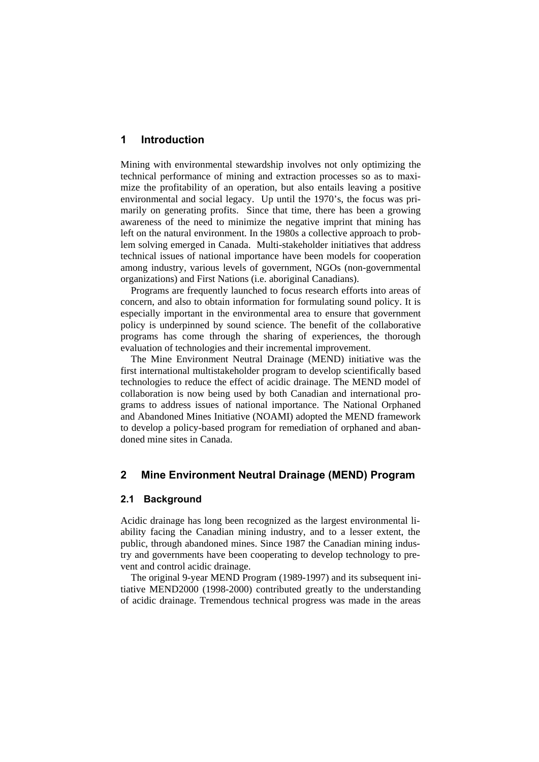## 1 Introduction

Mining with environmental stewardship involves not only optimizing the technical performance of mining and extraction processes so as to maximize the profitability of an operation, but also entails leaving a positive environmental and social legacy. Up until the 1970's, the focus was primarily on generating profits. Since that time, there has been a growing awareness of the need to minimize the negative imprint that mining has left on the natural environment. In the 1980s a collective approach to problem solving emerged in Canada. Multi-stakeholder initiatives that address technical issues of national importance have been models for cooperation among industry, various levels of government, NGOs (non-governmental organizations) and First Nations (i.e. aboriginal Canadians).

Programs are frequently launched to focus research efforts into areas of concern, and also to obtain information for formulating sound policy. It is especially important in the environmental area to ensure that government policy is underpinned by sound science. The benefit of the collaborative programs has come through the sharing of experiences, the thorough evaluation of technologies and their incremental improvement.

The Mine Environment Neutral Drainage (MEND) initiative was the first international multistakeholder program to develop scientifically based technologies to reduce the effect of acidic drainage. The MEND model of collaboration is now being used by both Canadian and international programs to address issues of national importance. The National Orphaned and Abandoned Mines Initiative (NOAMI) adopted the MEND framework to develop a policy-based program for remediation of orphaned and abandoned mine sites in Canada.

## 2 Mine Environment Neutral Drainage (MEND) Program

### 2.1 Background

Acidic drainage has long been recognized as the largest environmental liability facing the Canadian mining industry, and to a lesser extent, the public, through abandoned mines. Since 1987 the Canadian mining industry and governments have been cooperating to develop technology to prevent and control acidic drainage.

The original 9-year MEND Program (1989-1997) and its subsequent initiative MEND2000 (1998-2000) contributed greatly to the understanding of acidic drainage. Tremendous technical progress was made in the areas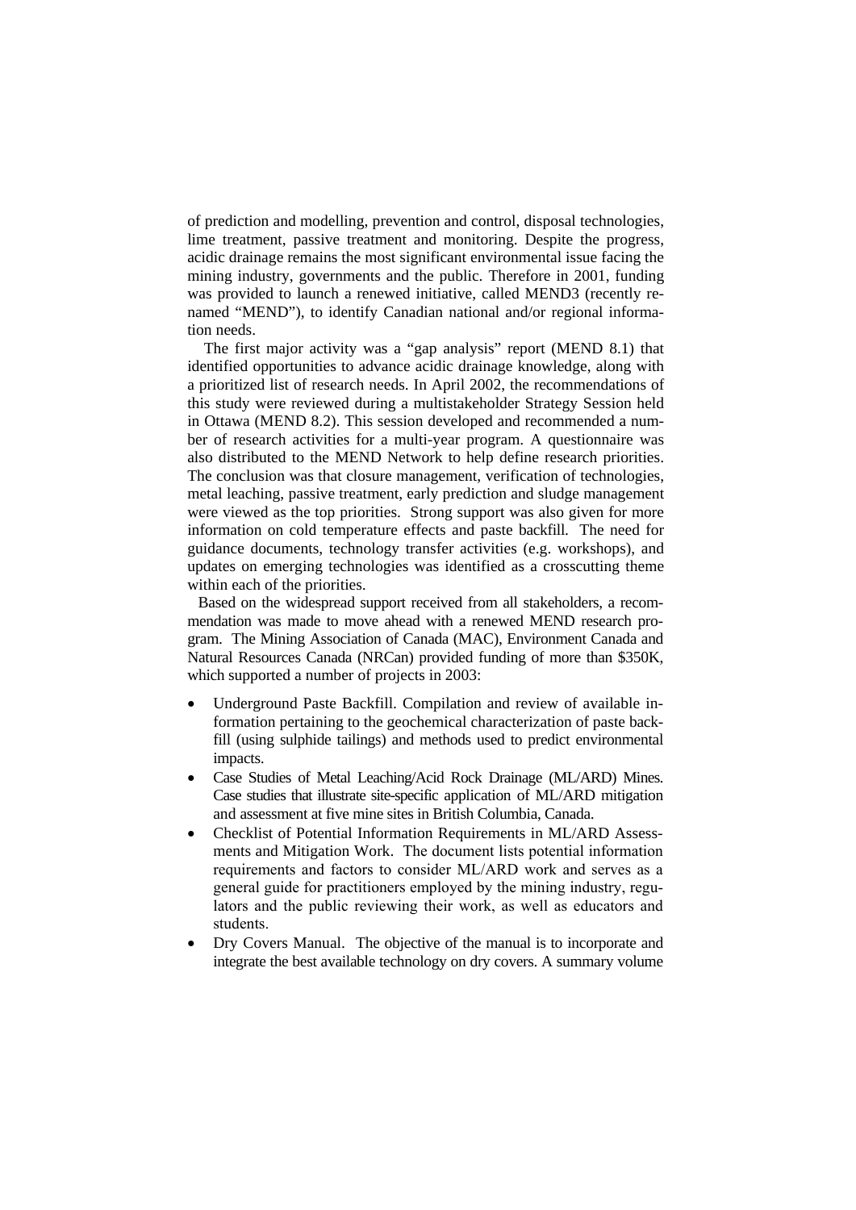of prediction and modelling, prevention and control, disposal technologies, lime treatment, passive treatment and monitoring. Despite the progress, acidic drainage remains the most significant environmental issue facing the mining industry, governments and the public. Therefore in 2001, funding was provided to launch a renewed initiative, called MEND3 (recently renamed "MEND"), to identify Canadian national and/or regional information needs.

The first major activity was a "gap analysis" report (MEND 8.1) that identified opportunities to advance acidic drainage knowledge, along with a prioritized list of research needs. In April 2002, the recommendations of this study were reviewed during a multistakeholder Strategy Session held in Ottawa (MEND 8.2). This session developed and recommended a number of research activities for a multi-year program. A questionnaire was also distributed to the MEND Network to help define research priorities. The conclusion was that closure management, verification of technologies, metal leaching, passive treatment, early prediction and sludge management were viewed as the top priorities. Strong support was also given for more information on cold temperature effects and paste backfill. The need for guidance documents, technology transfer activities (e.g. workshops), and updates on emerging technologies was identified as a crosscutting theme within each of the priorities.

Based on the widespread support received from all stakeholders, a recommendation was made to move ahead with a renewed MEND research program. The Mining Association of Canada (MAC), Environment Canada and Natural Resources Canada (NRCan) provided funding of more than $350K, which supported a number of projects in 2003:

- Underground Paste Backfill. Compilation and review of available information pertaining to the geochemical characterization of paste backfill (using sulphide tailings) and methods used to predict environmental impacts.
- Case Studies of Metal Leaching/Acid Rock Drainage (ML/ARD) Mines. Case studies that illustrate site-specific application of ML/ARD mitigation and assessment at five mine sites in British Columbia, Canada.
- Checklist of Potential Information Requirements in ML/ARD Assessments and Mitigation Work. The document lists potential information requirements and factors to consider ML/ARD work and serves as a general guide for practitioners employed by the mining industry, regulators and the public reviewing their work, as well as educators and students.
- Dry Covers Manual. The objective of the manual is to incorporate and integrate the best available technology on dry covers. A summary volume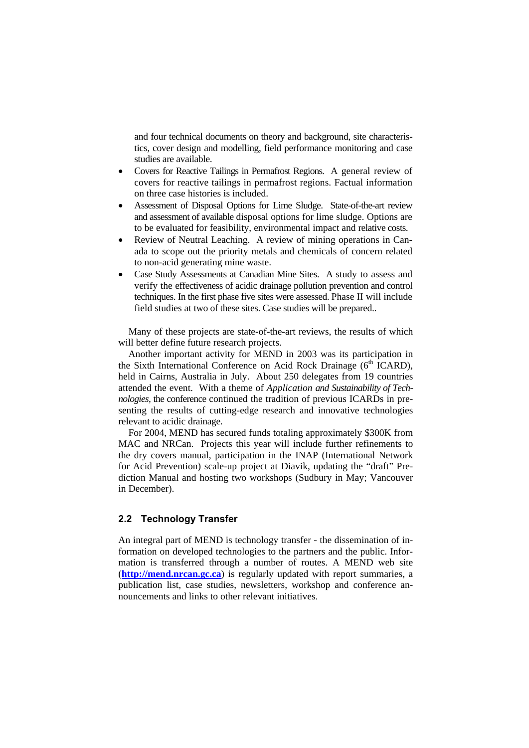and four technical documents on theory and background, site characteristics, cover design and modelling, field performance monitoring and case studies are available.

- Covers for Reactive Tailings in Permafrost Regions. A general review of covers for reactive tailings in permafrost regions. Factual information on three case histories is included.
- Assessment of Disposal Options for Lime Sludge. State-of-the-art review and assessment of available disposal options for lime sludge. Options are to be evaluated for feasibility, environmental impact and relative costs.
- Review of Neutral Leaching. A review of mining operations in Canada to scope out the priority metals and chemicals of concern related to non-acid generating mine waste.
- Case Study Assessments at Canadian Mine Sites. A study to assess and verify the effectiveness of acidic drainage pollution prevention and control techniques. In the first phase five sites were assessed. Phase II will include field studies at two of these sites. Case studies will be prepared..

Many of these projects are state-of-the-art reviews, the results of which will better define future research projects.

Another important activity for MEND in 2003 was its participation in the Sixth International Conference on Acid Rock Drainage (6th ICARD), held in Cairns, Australia in July. About 250 delegates from 19 countries attended the event. With a theme of *Application and Sustainability of Technologies,* the conference continued the tradition of previous ICARDs in presenting the results of cutting-edge research and innovative technologies relevant to acidic drainage.

For 2004, MEND has secured funds totaling approximately $300K from MAC and NRCan. Projects this year will include further refinements to the dry covers manual, participation in the INAP (International Network for Acid Prevention) scale-up project at Diavik, updating the "draft" Prediction Manual and hosting two workshops (Sudbury in May; Vancouver in December).

## 2.2 Technology Transfer

An integral part of MEND is technology transfer - the dissemination of information on developed technologies to the partners and the public. Information is transferred through a number of routes. A MEND web site (**http://mend.nrcan.gc.ca**) is regularly updated with report summaries, a publication list, case studies, newsletters, workshop and conference announcements and links to other relevant initiatives.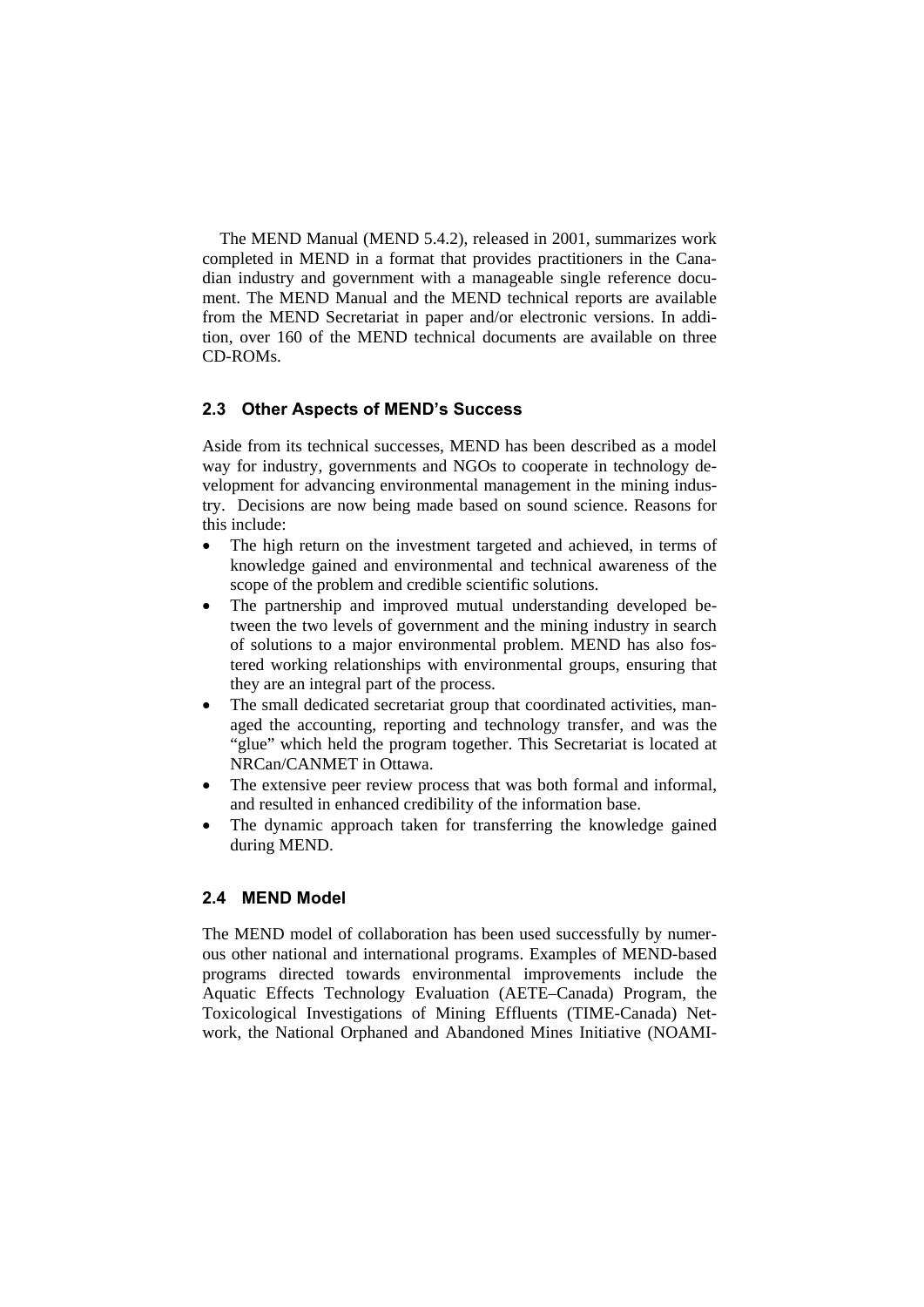The MEND Manual (MEND 5.4.2), released in 2001, summarizes work completed in MEND in a format that provides practitioners in the Canadian industry and government with a manageable single reference document. The MEND Manual and the MEND technical reports are available from the MEND Secretariat in paper and/or electronic versions. In addition, over 160 of the MEND technical documents are available on three CD-ROMs.

### 2.3 Other Aspects of MEND's Success

Aside from its technical successes, MEND has been described as a model way for industry, governments and NGOs to cooperate in technology development for advancing environmental management in the mining industry. Decisions are now being made based on sound science. Reasons for this include:

- The high return on the investment targeted and achieved, in terms of knowledge gained and environmental and technical awareness of the scope of the problem and credible scientific solutions.
- The partnership and improved mutual understanding developed between the two levels of government and the mining industry in search of solutions to a major environmental problem. MEND has also fostered working relationships with environmental groups, ensuring that they are an integral part of the process.
- The small dedicated secretariat group that coordinated activities, managed the accounting, reporting and technology transfer, and was the "glue" which held the program together. This Secretariat is located at NRCan/CANMET in Ottawa.
- The extensive peer review process that was both formal and informal, and resulted in enhanced credibility of the information base.
- The dynamic approach taken for transferring the knowledge gained during MEND.

### 2.4 MEND Model

The MEND model of collaboration has been used successfully by numerous other national and international programs. Examples of MEND-based programs directed towards environmental improvements include the Aquatic Effects Technology Evaluation (AETE–Canada) Program, the Toxicological Investigations of Mining Effluents (TIME-Canada) Network, the National Orphaned and Abandoned Mines Initiative (NOAMI-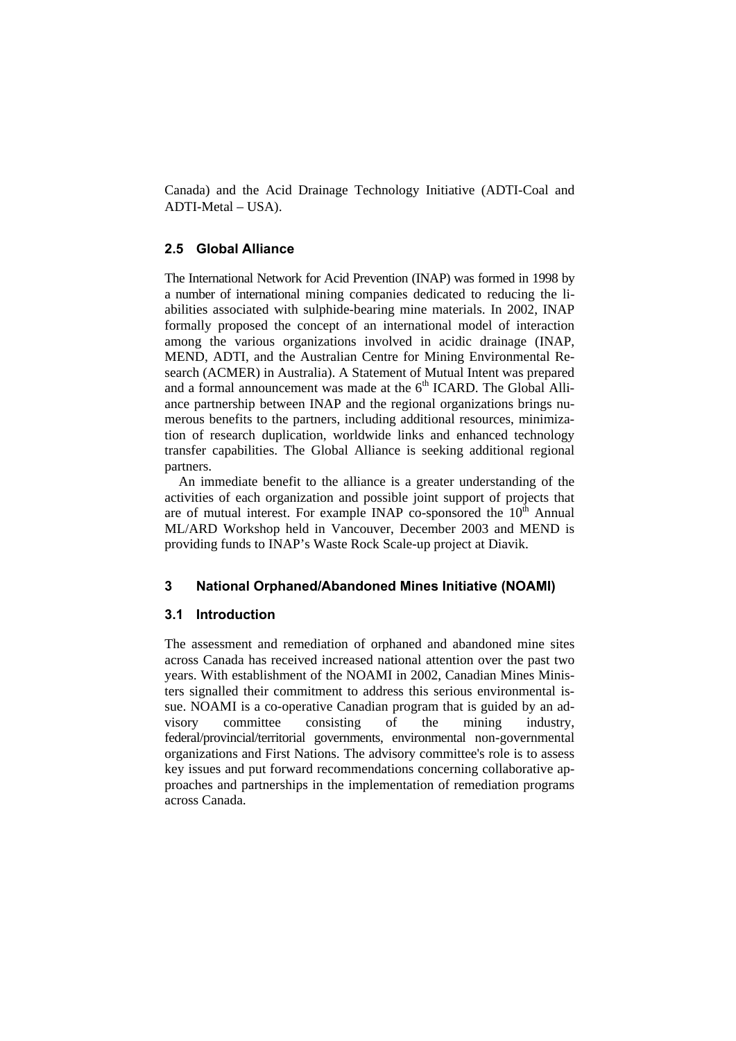Canada) and the Acid Drainage Technology Initiative (ADTI-Coal and ADTI-Metal – USA).

## 2.5 Global Alliance

The International Network for Acid Prevention (INAP) was formed in 1998 by a number of international mining companies dedicated to reducing the liabilities associated with sulphide-bearing mine materials. In 2002, INAP formally proposed the concept of an international model of interaction among the various organizations involved in acidic drainage (INAP, MEND, ADTI, and the Australian Centre for Mining Environmental Research (ACMER) in Australia). A Statement of Mutual Intent was prepared and a formal announcement was made at the 6th ICARD. The Global Alliance partnership between INAP and the regional organizations brings numerous benefits to the partners, including additional resources, minimization of research duplication, worldwide links and enhanced technology transfer capabilities. The Global Alliance is seeking additional regional partners.

An immediate benefit to the alliance is a greater understanding of the activities of each organization and possible joint support of projects that are of mutual interest. For example INAP co-sponsored the 10th Annual ML/ARD Workshop held in Vancouver, December 2003 and MEND is providing funds to INAP's Waste Rock Scale-up project at Diavik.

# 3 National Orphaned/Abandoned Mines Initiative (NOAMI)

## 3.1 Introduction

The assessment and remediation of orphaned and abandoned mine sites across Canada has received increased national attention over the past two years. With establishment of the NOAMI in 2002, Canadian Mines Ministers signalled their commitment to address this serious environmental issue. NOAMI is a co-operative Canadian program that is guided by an advisory committee consisting of the mining industry, federal/provincial/territorial governments, environmental non-governmental organizations and First Nations. The advisory committee's role is to assess key issues and put forward recommendations concerning collaborative approaches and partnerships in the implementation of remediation programs across Canada.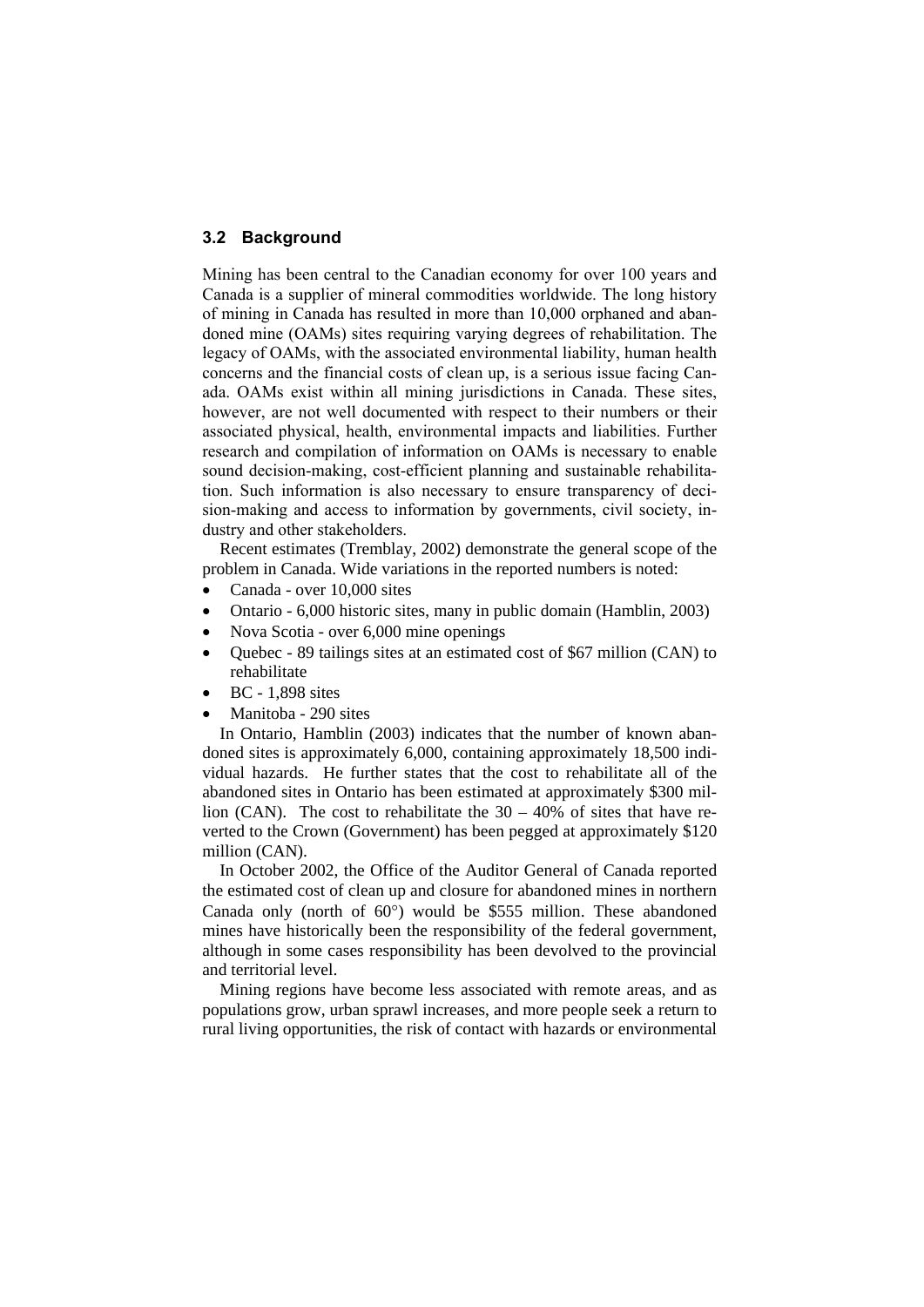## 3.2 Background

Mining has been central to the Canadian economy for over 100 years and Canada is a supplier of mineral commodities worldwide. The long history of mining in Canada has resulted in more than 10,000 orphaned and abandoned mine (OAMs) sites requiring varying degrees of rehabilitation. The legacy of OAMs, with the associated environmental liability, human health concerns and the financial costs of clean up, is a serious issue facing Canada. OAMs exist within all mining jurisdictions in Canada. These sites, however, are not well documented with respect to their numbers or their associated physical, health, environmental impacts and liabilities. Further research and compilation of information on OAMs is necessary to enable sound decision-making, cost-efficient planning and sustainable rehabilitation. Such information is also necessary to ensure transparency of decision-making and access to information by governments, civil society, industry and other stakeholders.

Recent estimates (Tremblay, 2002) demonstrate the general scope of the problem in Canada. Wide variations in the reported numbers is noted:

- Canada - over 10,000 sites
- Ontario - 6,000 historic sites, many in public domain (Hamblin, 2003)
- Nova Scotia - over 6,000 mine openings
- Quebec - 89 tailings sites at an estimated cost of $67 million (CAN) to rehabilitate
- BC - 1,898 sites
- Manitoba - 290 sites

In Ontario, Hamblin (2003) indicates that the number of known abandoned sites is approximately 6,000, containing approximately 18,500 individual hazards. He further states that the cost to rehabilitate all of the abandoned sites in Ontario has been estimated at approximately $300 million (CAN). The cost to rehabilitate the 30 – 40% of sites that have reverted to the Crown (Government) has been pegged at approximately $120 million (CAN).

In October 2002, the Office of the Auditor General of Canada reported the estimated cost of clean up and closure for abandoned mines in northern Canada only (north of 60°) would be $555 million. These abandoned mines have historically been the responsibility of the federal government, although in some cases responsibility has been devolved to the provincial and territorial level.

Mining regions have become less associated with remote areas, and as populations grow, urban sprawl increases, and more people seek a return to rural living opportunities, the risk of contact with hazards or environmental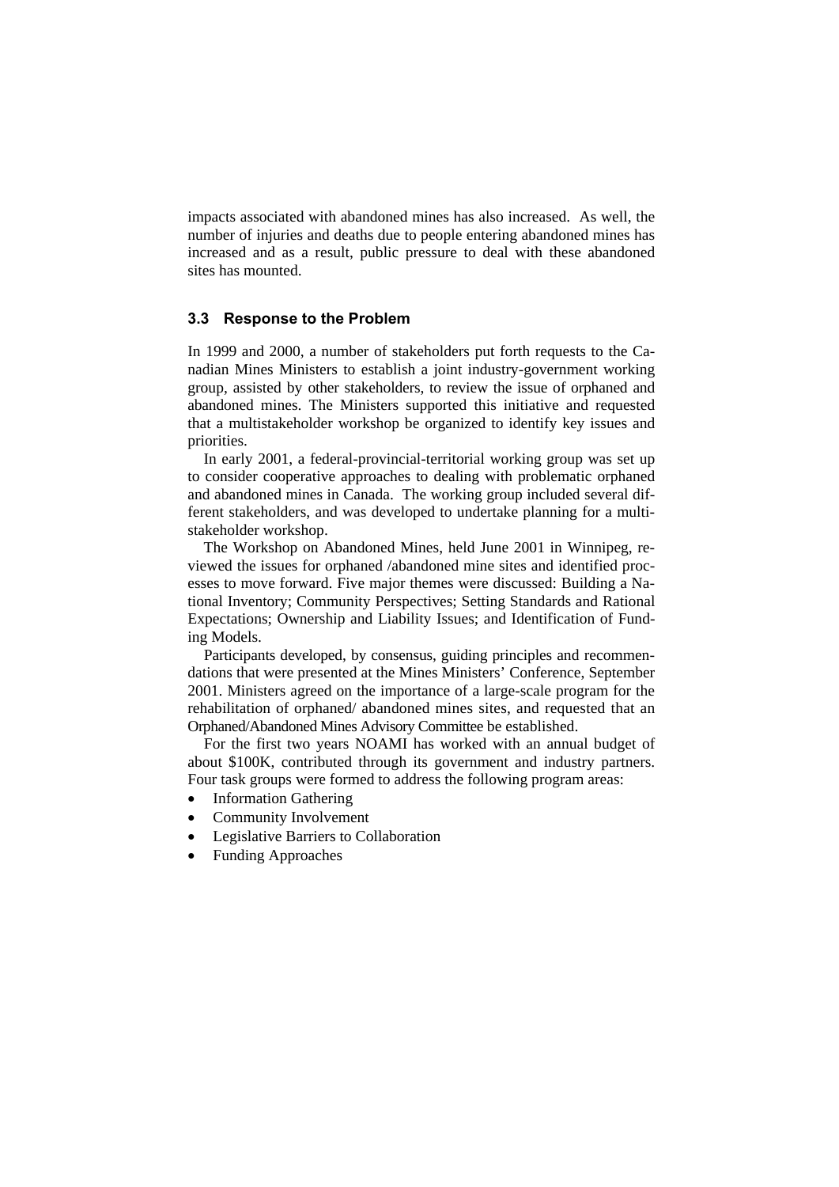impacts associated with abandoned mines has also increased. As well, the number of injuries and deaths due to people entering abandoned mines has increased and as a result, public pressure to deal with these abandoned sites has mounted.

### 3.3 Response to the Problem

In 1999 and 2000, a number of stakeholders put forth requests to the Canadian Mines Ministers to establish a joint industry-government working group, assisted by other stakeholders, to review the issue of orphaned and abandoned mines. The Ministers supported this initiative and requested that a multistakeholder workshop be organized to identify key issues and priorities.

In early 2001, a federal-provincial-territorial working group was set up to consider cooperative approaches to dealing with problematic orphaned and abandoned mines in Canada. The working group included several different stakeholders, and was developed to undertake planning for a multi-stakeholder workshop.

The Workshop on Abandoned Mines, held June 2001 in Winnipeg, reviewed the issues for orphaned /abandoned mine sites and identified processes to move forward. Five major themes were discussed: Building a National Inventory; Community Perspectives; Setting Standards and Rational Expectations; Ownership and Liability Issues; and Identification of Funding Models.

Participants developed, by consensus, guiding principles and recommendations that were presented at the Mines Ministers' Conference, September 2001. Ministers agreed on the importance of a large-scale program for the rehabilitation of orphaned/ abandoned mines sites, and requested that an Orphaned/Abandoned Mines Advisory Committee be established.

For the first two years NOAMI has worked with an annual budget of about \$100K, contributed through its government and industry partners. Four task groups were formed to address the following program areas:

- Information Gathering
- Community Involvement
- Legislative Barriers to Collaboration
- Funding Approaches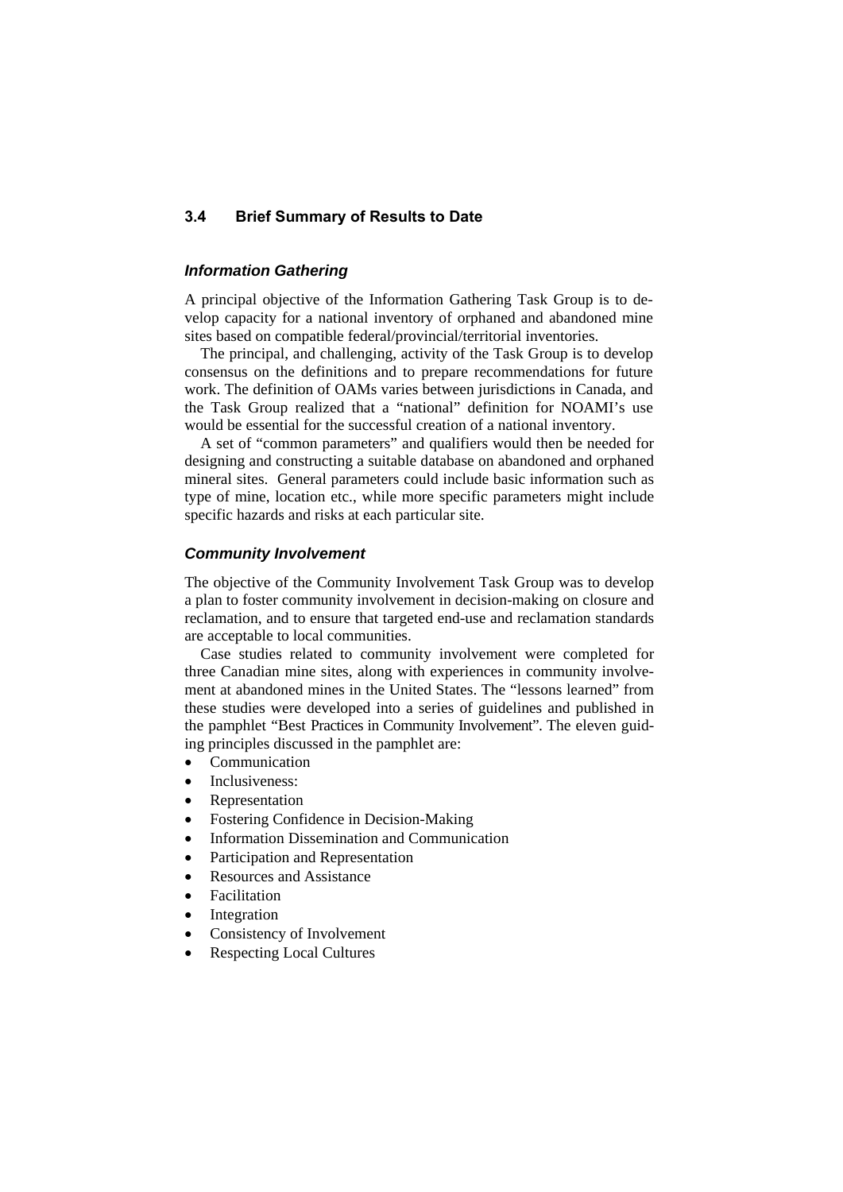### 3.4 Brief Summary of Results to Date

#### *Information Gathering*

A principal objective of the Information Gathering Task Group is to develop capacity for a national inventory of orphaned and abandoned mine sites based on compatible federal/provincial/territorial inventories.

The principal, and challenging, activity of the Task Group is to develop consensus on the definitions and to prepare recommendations for future work. The definition of OAMs varies between jurisdictions in Canada, and the Task Group realized that a "national" definition for NOAMI's use would be essential for the successful creation of a national inventory.

A set of "common parameters" and qualifiers would then be needed for designing and constructing a suitable database on abandoned and orphaned mineral sites. General parameters could include basic information such as type of mine, location etc., while more specific parameters might include specific hazards and risks at each particular site.

#### *Community Involvement*

The objective of the Community Involvement Task Group was to develop a plan to foster community involvement in decision-making on closure and reclamation, and to ensure that targeted end-use and reclamation standards are acceptable to local communities.

Case studies related to community involvement were completed for three Canadian mine sites, along with experiences in community involvement at abandoned mines in the United States. The "lessons learned" from these studies were developed into a series of guidelines and published in the pamphlet "Best Practices in Community Involvement". The eleven guiding principles discussed in the pamphlet are:

- Communication
- Inclusiveness:
- Representation
- Fostering Confidence in Decision-Making
- Information Dissemination and Communication
- Participation and Representation
- Resources and Assistance
- Facilitation
- Integration
- Consistency of Involvement
- Respecting Local Cultures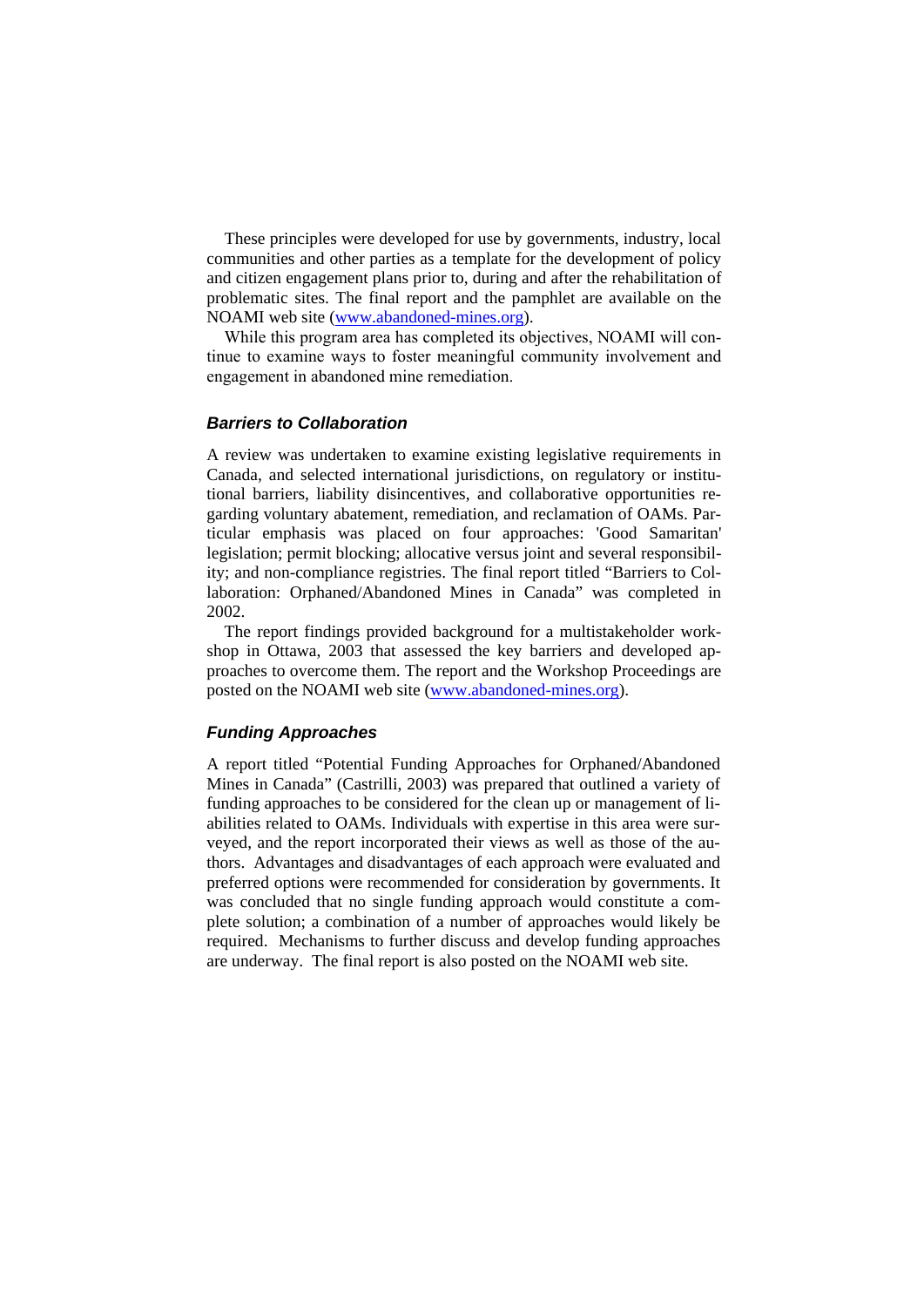These principles were developed for use by governments, industry, local communities and other parties as a template for the development of policy and citizen engagement plans prior to, during and after the rehabilitation of problematic sites. The final report and the pamphlet are available on the NOAMI web site (www.abandoned-mines.org).

While this program area has completed its objectives, NOAMI will continue to examine ways to foster meaningful community involvement and engagement in abandoned mine remediation.

### *Barriers to Collaboration*

A review was undertaken to examine existing legislative requirements in Canada, and selected international jurisdictions, on regulatory or institutional barriers, liability disincentives, and collaborative opportunities regarding voluntary abatement, remediation, and reclamation of OAMs. Particular emphasis was placed on four approaches: 'Good Samaritan' legislation; permit blocking; allocative versus joint and several responsibility; and non-compliance registries. The final report titled "Barriers to Collaboration: Orphaned/Abandoned Mines in Canada" was completed in 2002.

The report findings provided background for a multistakeholder workshop in Ottawa, 2003 that assessed the key barriers and developed approaches to overcome them. The report and the Workshop Proceedings are posted on the NOAMI web site (www.abandoned-mines.org).

### *Funding Approaches*

A report titled "Potential Funding Approaches for Orphaned/Abandoned Mines in Canada" (Castrilli, 2003) was prepared that outlined a variety of funding approaches to be considered for the clean up or management of liabilities related to OAMs. Individuals with expertise in this area were surveyed, and the report incorporated their views as well as those of the authors. Advantages and disadvantages of each approach were evaluated and preferred options were recommended for consideration by governments. It was concluded that no single funding approach would constitute a complete solution; a combination of a number of approaches would likely be required. Mechanisms to further discuss and develop funding approaches are underway. The final report is also posted on the NOAMI web site.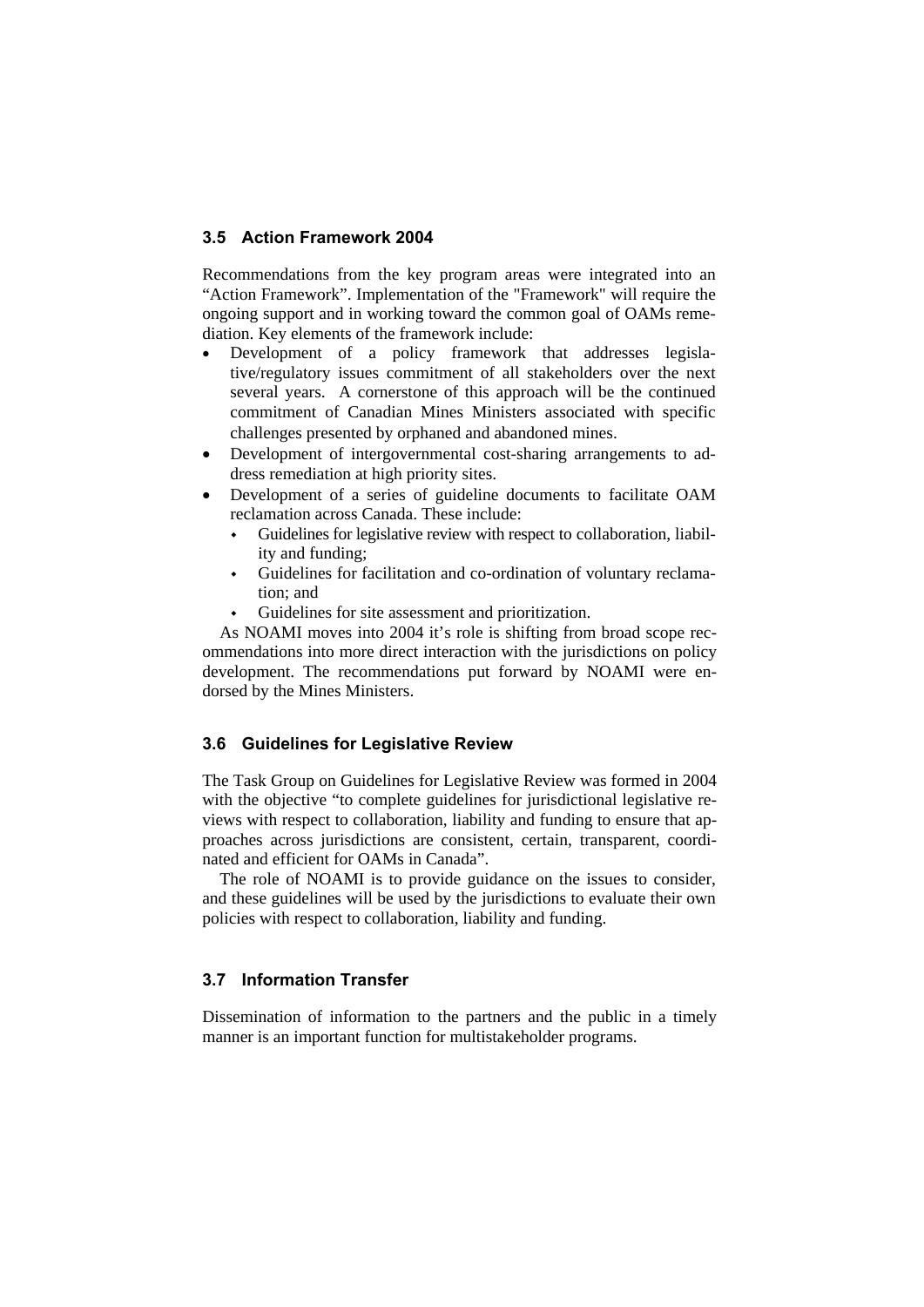### 3.5 Action Framework 2004

Recommendations from the key program areas were integrated into an "Action Framework". Implementation of the "Framework" will require the ongoing support and in working toward the common goal of OAMs remediation. Key elements of the framework include:

- Development of a policy framework that addresses legislative/regulatory issues commitment of all stakeholders over the next several years. A cornerstone of this approach will be the continued commitment of Canadian Mines Ministers associated with specific challenges presented by orphaned and abandoned mines.
- Development of intergovernmental cost-sharing arrangements to address remediation at high priority sites.
- Development of a series of guideline documents to facilitate OAM reclamation across Canada. These include:
  - Guidelines for legislative review with respect to collaboration, liability and funding;
  - Guidelines for facilitation and co-ordination of voluntary reclamation; and
  - Guidelines for site assessment and prioritization.

As NOAMI moves into 2004 it's role is shifting from broad scope recommendations into more direct interaction with the jurisdictions on policy development. The recommendations put forward by NOAMI were endorsed by the Mines Ministers.

### 3.6 Guidelines for Legislative Review

The Task Group on Guidelines for Legislative Review was formed in 2004 with the objective "to complete guidelines for jurisdictional legislative reviews with respect to collaboration, liability and funding to ensure that approaches across jurisdictions are consistent, certain, transparent, coordinated and efficient for OAMs in Canada".

The role of NOAMI is to provide guidance on the issues to consider, and these guidelines will be used by the jurisdictions to evaluate their own policies with respect to collaboration, liability and funding.

### 3.7 Information Transfer

Dissemination of information to the partners and the public in a timely manner is an important function for multistakeholder programs.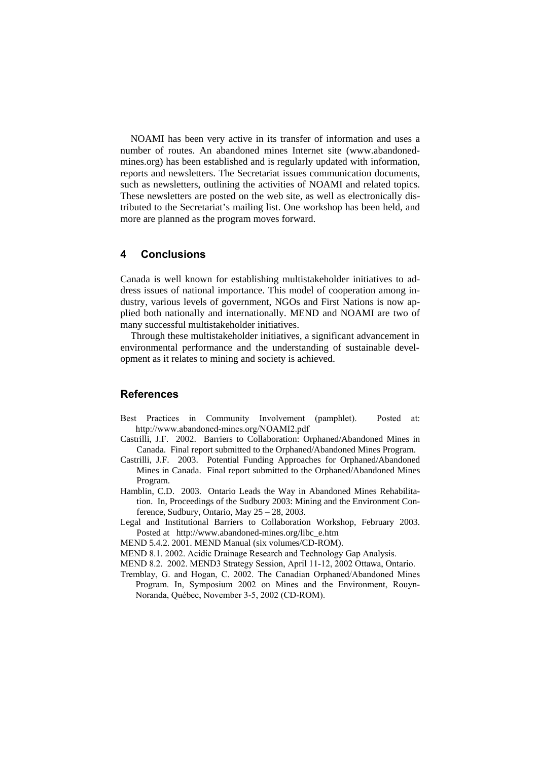NOAMI has been very active in its transfer of information and uses a number of routes. An abandoned mines Internet site (www.abandoned-mines.org) has been established and is regularly updated with information, reports and newsletters. The Secretariat issues communication documents, such as newsletters, outlining the activities of NOAMI and related topics. These newsletters are posted on the web site, as well as electronically distributed to the Secretariat's mailing list. One workshop has been held, and more are planned as the program moves forward.

## 4 Conclusions

Canada is well known for establishing multistakeholder initiatives to address issues of national importance. This model of cooperation among industry, various levels of government, NGOs and First Nations is now applied both nationally and internationally. MEND and NOAMI are two of many successful multistakeholder initiatives.

Through these multistakeholder initiatives, a significant advancement in environmental performance and the understanding of sustainable development as it relates to mining and society is achieved.

## References

Best Practices in Community Involvement (pamphlet). Posted at: http://www.abandoned-mines.org/NOAMI2.pdf

Castrilli, J.F. 2002. Barriers to Collaboration: Orphaned/Abandoned Mines in Canada. Final report submitted to the Orphaned/Abandoned Mines Program.

Castrilli, J.F. 2003. Potential Funding Approaches for Orphaned/Abandoned Mines in Canada. Final report submitted to the Orphaned/Abandoned Mines Program.

Hamblin, C.D. 2003. Ontario Leads the Way in Abandoned Mines Rehabilitation. In, Proceedings of the Sudbury 2003: Mining and the Environment Conference, Sudbury, Ontario, May 25 – 28, 2003.

Legal and Institutional Barriers to Collaboration Workshop, February 2003. Posted at http://www.abandoned-mines.org/libc_e.htm

MEND 5.4.2. 2001. MEND Manual (six volumes/CD-ROM).

MEND 8.1. 2002. Acidic Drainage Research and Technology Gap Analysis.

MEND 8.2. 2002. MEND3 Strategy Session, April 11-12, 2002 Ottawa, Ontario.

Tremblay, G. and Hogan, C. 2002. The Canadian Orphaned/Abandoned Mines Program. In, Symposium 2002 on Mines and the Environment, Rouyn-Noranda, Québec, November 3-5, 2002 (CD-ROM).